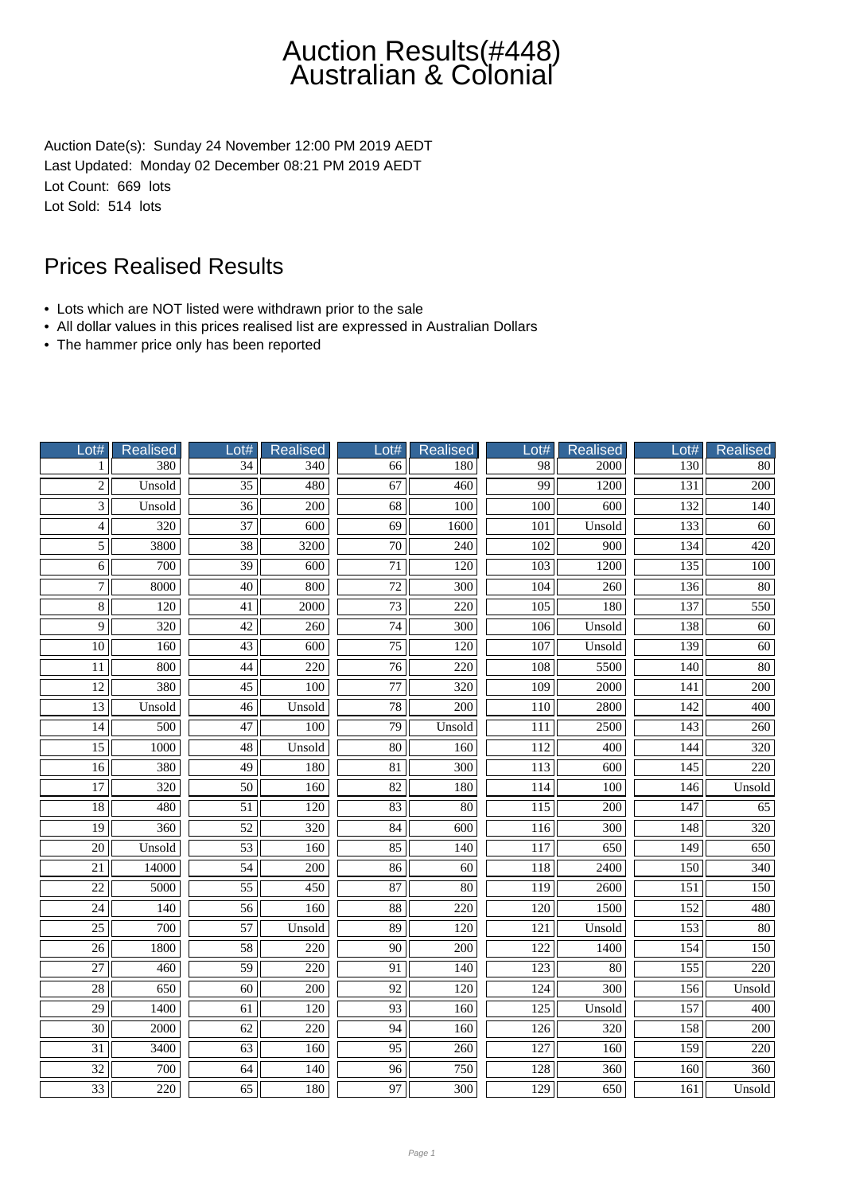# Auction Results(#448)
# Australian & Colonial

Auction Date(s): Sunday 24 November 12:00 PM 2019 AEDT
Last Updated: Monday 02 December 08:21 PM 2019 AEDT
Lot Count: 669 lots
Lot Sold: 514 lots

## Prices Realised Results

- Lots which are NOT listed were withdrawn prior to the sale
- All dollar values in this prices realised list are expressed in Australian Dollars
- The hammer price only has been reported

| Lot# | Realised | Lot# | Realised | Lot# | Realised | Lot# | Realised | Lot# | Realised |
|---|---|---|---|---|---|---|---|---|---|
| 1 | 380 | 34 | 340 | 66 | 180 | 98 | 2000 | 130 | 80 |
| 2 | Unsold | 35 | 480 | 67 | 460 | 99 | 1200 | 131 | 200 |
| 3 | Unsold | 36 | 200 | 68 | 100 | 100 | 600 | 132 | 140 |
| 4 | 320 | 37 | 600 | 69 | 1600 | 101 | Unsold | 133 | 60 |
| 5 | 3800 | 38 | 3200 | 70 | 240 | 102 | 900 | 134 | 420 |
| 6 | 700 | 39 | 600 | 71 | 120 | 103 | 1200 | 135 | 100 |
| 7 | 8000 | 40 | 800 | 72 | 300 | 104 | 260 | 136 | 80 |
| 8 | 120 | 41 | 2000 | 73 | 220 | 105 | 180 | 137 | 550 |
| 9 | 320 | 42 | 260 | 74 | 300 | 106 | Unsold | 138 | 60 |
| 10 | 160 | 43 | 600 | 75 | 120 | 107 | Unsold | 139 | 60 |
| 11 | 800 | 44 | 220 | 76 | 220 | 108 | 5500 | 140 | 80 |
| 12 | 380 | 45 | 100 | 77 | 320 | 109 | 2000 | 141 | 200 |
| 13 | Unsold | 46 | Unsold | 78 | 200 | 110 | 2800 | 142 | 400 |
| 14 | 500 | 47 | 100 | 79 | Unsold | 111 | 2500 | 143 | 260 |
| 15 | 1000 | 48 | Unsold | 80 | 160 | 112 | 400 | 144 | 320 |
| 16 | 380 | 49 | 180 | 81 | 300 | 113 | 600 | 145 | 220 |
| 17 | 320 | 50 | 160 | 82 | 180 | 114 | 100 | 146 | Unsold |
| 18 | 480 | 51 | 120 | 83 | 80 | 115 | 200 | 147 | 65 |
| 19 | 360 | 52 | 320 | 84 | 600 | 116 | 300 | 148 | 320 |
| 20 | Unsold | 53 | 160 | 85 | 140 | 117 | 650 | 149 | 650 |
| 21 | 14000 | 54 | 200 | 86 | 60 | 118 | 2400 | 150 | 340 |
| 22 | 5000 | 55 | 450 | 87 | 80 | 119 | 2600 | 151 | 150 |
| 24 | 140 | 56 | 160 | 88 | 220 | 120 | 1500 | 152 | 480 |
| 25 | 700 | 57 | Unsold | 89 | 120 | 121 | Unsold | 153 | 80 |
| 26 | 1800 | 58 | 220 | 90 | 200 | 122 | 1400 | 154 | 150 |
| 27 | 460 | 59 | 220 | 91 | 140 | 123 | 80 | 155 | 220 |
| 28 | 650 | 60 | 200 | 92 | 120 | 124 | 300 | 156 | Unsold |
| 29 | 1400 | 61 | 120 | 93 | 160 | 125 | Unsold | 157 | 400 |
| 30 | 2000 | 62 | 220 | 94 | 160 | 126 | 320 | 158 | 200 |
| 31 | 3400 | 63 | 160 | 95 | 260 | 127 | 160 | 159 | 220 |
| 32 | 700 | 64 | 140 | 96 | 750 | 128 | 360 | 160 | 360 |
| 33 | 220 | 65 | 180 | 97 | 300 | 129 | 650 | 161 | Unsold |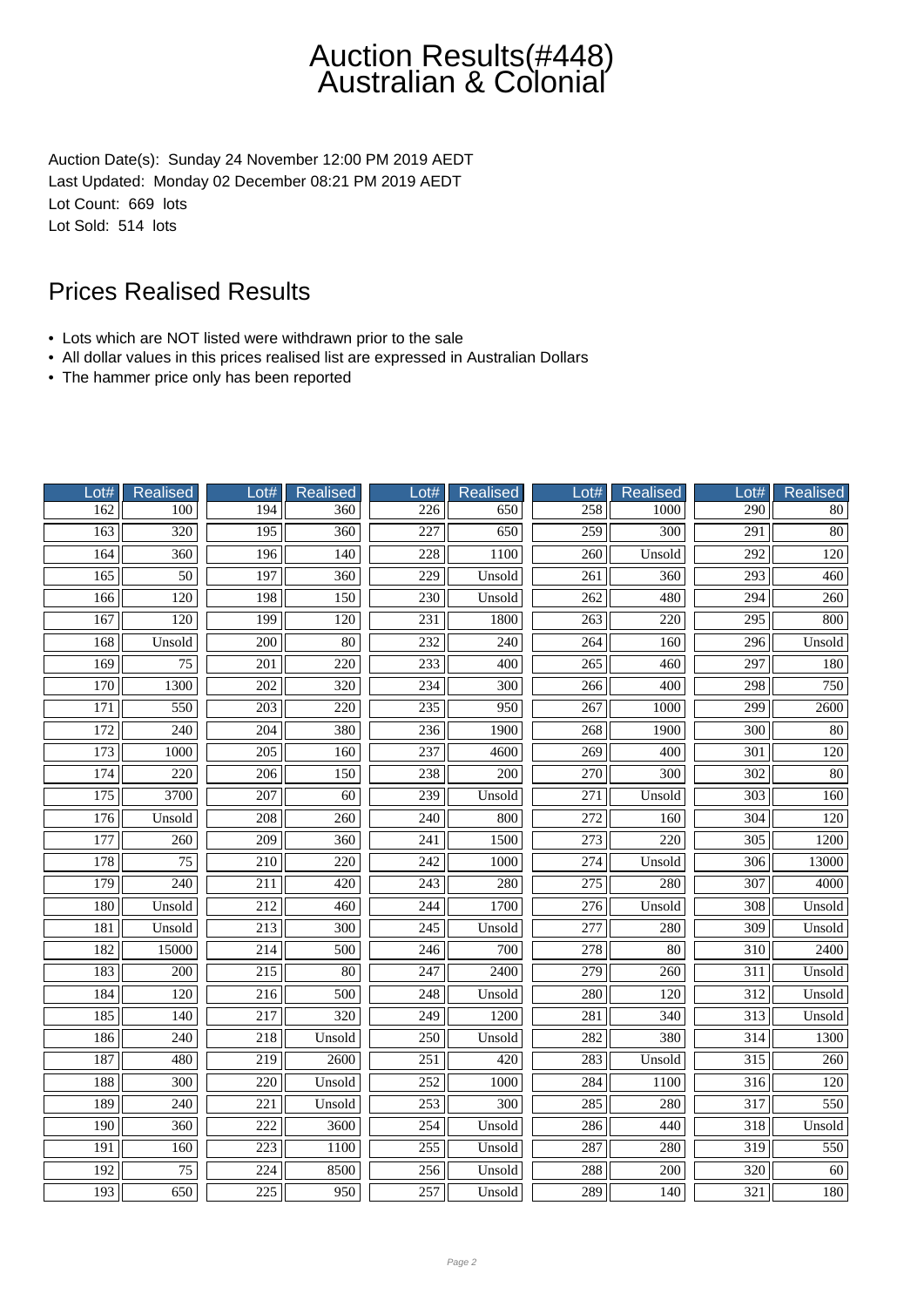# Auction Results(#448)
# Australian & Colonial

Auction Date(s): Sunday 24 November 12:00 PM 2019 AEDT
Last Updated: Monday 02 December 08:21 PM 2019 AEDT
Lot Count: 669 lots
Lot Sold: 514 lots

## Prices Realised Results

- Lots which are NOT listed were withdrawn prior to the sale
- All dollar values in this prices realised list are expressed in Australian Dollars
- The hammer price only has been reported

| Lot# | Realised | Lot# | Realised | Lot# | Realised | Lot# | Realised | Lot# | Realised |
|---|---|---|---|---|---|---|---|---|---|
| 162 | 100 | 194 | 360 | 226 | 650 | 258 | 1000 | 290 | 80 |
| 163 | 320 | 195 | 360 | 227 | 650 | 259 | 300 | 291 | 80 |
| 164 | 360 | 196 | 140 | 228 | 1100 | 260 | Unsold | 292 | 120 |
| 165 | 50 | 197 | 360 | 229 | Unsold | 261 | 360 | 293 | 460 |
| 166 | 120 | 198 | 150 | 230 | Unsold | 262 | 480 | 294 | 260 |
| 167 | 120 | 199 | 120 | 231 | 1800 | 263 | 220 | 295 | 800 |
| 168 | Unsold | 200 | 80 | 232 | 240 | 264 | 160 | 296 | Unsold |
| 169 | 75 | 201 | 220 | 233 | 400 | 265 | 460 | 297 | 180 |
| 170 | 1300 | 202 | 320 | 234 | 300 | 266 | 400 | 298 | 750 |
| 171 | 550 | 203 | 220 | 235 | 950 | 267 | 1000 | 299 | 2600 |
| 172 | 240 | 204 | 380 | 236 | 1900 | 268 | 1900 | 300 | 80 |
| 173 | 1000 | 205 | 160 | 237 | 4600 | 269 | 400 | 301 | 120 |
| 174 | 220 | 206 | 150 | 238 | 200 | 270 | 300 | 302 | 80 |
| 175 | 3700 | 207 | 60 | 239 | Unsold | 271 | Unsold | 303 | 160 |
| 176 | Unsold | 208 | 260 | 240 | 800 | 272 | 160 | 304 | 120 |
| 177 | 260 | 209 | 360 | 241 | 1500 | 273 | 220 | 305 | 1200 |
| 178 | 75 | 210 | 220 | 242 | 1000 | 274 | Unsold | 306 | 13000 |
| 179 | 240 | 211 | 420 | 243 | 280 | 275 | 280 | 307 | 4000 |
| 180 | Unsold | 212 | 460 | 244 | 1700 | 276 | Unsold | 308 | Unsold |
| 181 | Unsold | 213 | 300 | 245 | Unsold | 277 | 280 | 309 | Unsold |
| 182 | 15000 | 214 | 500 | 246 | 700 | 278 | 80 | 310 | 2400 |
| 183 | 200 | 215 | 80 | 247 | 2400 | 279 | 260 | 311 | Unsold |
| 184 | 120 | 216 | 500 | 248 | Unsold | 280 | 120 | 312 | Unsold |
| 185 | 140 | 217 | 320 | 249 | 1200 | 281 | 340 | 313 | Unsold |
| 186 | 240 | 218 | Unsold | 250 | Unsold | 282 | 380 | 314 | 1300 |
| 187 | 480 | 219 | 2600 | 251 | 420 | 283 | Unsold | 315 | 260 |
| 188 | 300 | 220 | Unsold | 252 | 1000 | 284 | 1100 | 316 | 120 |
| 189 | 240 | 221 | Unsold | 253 | 300 | 285 | 280 | 317 | 550 |
| 190 | 360 | 222 | 3600 | 254 | Unsold | 286 | 440 | 318 | Unsold |
| 191 | 160 | 223 | 1100 | 255 | Unsold | 287 | 280 | 319 | 550 |
| 192 | 75 | 224 | 8500 | 256 | Unsold | 288 | 200 | 320 | 60 |
| 193 | 650 | 225 | 950 | 257 | Unsold | 289 | 140 | 321 | 180 |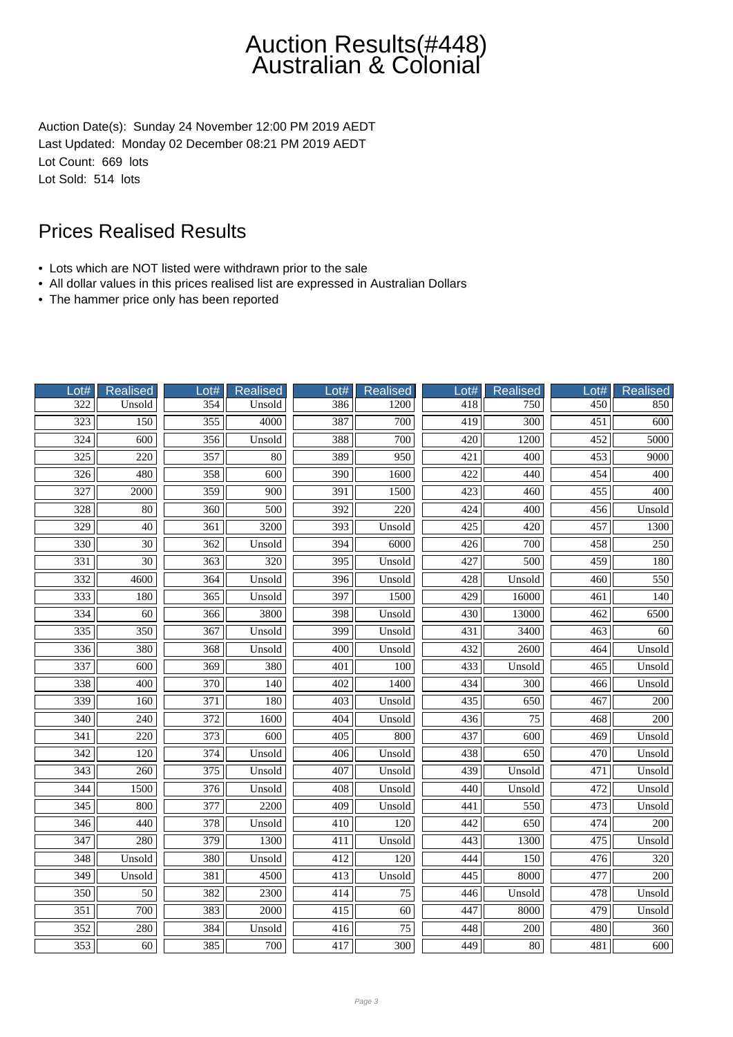# Auction Results(#448) Australian & Colonial

Auction Date(s): Sunday 24 November 12:00 PM 2019 AEDT
Last Updated: Monday 02 December 08:21 PM 2019 AEDT
Lot Count: 669 lots
Lot Sold: 514 lots

## Prices Realised Results

- Lots which are NOT listed were withdrawn prior to the sale
- All dollar values in this prices realised list are expressed in Australian Dollars
- The hammer price only has been reported

| Lot# | Realised | Lot# | Realised | Lot# | Realised | Lot# | Realised | Lot# | Realised |
|---|---|---|---|---|---|---|---|---|---|
| 322 | Unsold | 354 | Unsold | 386 | 1200 | 418 | 750 | 450 | 850 |
| 323 | 150 | 355 | 4000 | 387 | 700 | 419 | 300 | 451 | 600 |
| 324 | 600 | 356 | Unsold | 388 | 700 | 420 | 1200 | 452 | 5000 |
| 325 | 220 | 357 | 80 | 389 | 950 | 421 | 400 | 453 | 9000 |
| 326 | 480 | 358 | 600 | 390 | 1600 | 422 | 440 | 454 | 400 |
| 327 | 2000 | 359 | 900 | 391 | 1500 | 423 | 460 | 455 | 400 |
| 328 | 80 | 360 | 500 | 392 | 220 | 424 | 400 | 456 | Unsold |
| 329 | 40 | 361 | 3200 | 393 | Unsold | 425 | 420 | 457 | 1300 |
| 330 | 30 | 362 | Unsold | 394 | 6000 | 426 | 700 | 458 | 250 |
| 331 | 30 | 363 | 320 | 395 | Unsold | 427 | 500 | 459 | 180 |
| 332 | 4600 | 364 | Unsold | 396 | Unsold | 428 | Unsold | 460 | 550 |
| 333 | 180 | 365 | Unsold | 397 | 1500 | 429 | 16000 | 461 | 140 |
| 334 | 60 | 366 | 3800 | 398 | Unsold | 430 | 13000 | 462 | 6500 |
| 335 | 350 | 367 | Unsold | 399 | Unsold | 431 | 3400 | 463 | 60 |
| 336 | 380 | 368 | Unsold | 400 | Unsold | 432 | 2600 | 464 | Unsold |
| 337 | 600 | 369 | 380 | 401 | 100 | 433 | Unsold | 465 | Unsold |
| 338 | 400 | 370 | 140 | 402 | 1400 | 434 | 300 | 466 | Unsold |
| 339 | 160 | 371 | 180 | 403 | Unsold | 435 | 650 | 467 | 200 |
| 340 | 240 | 372 | 1600 | 404 | Unsold | 436 | 75 | 468 | 200 |
| 341 | 220 | 373 | 600 | 405 | 800 | 437 | 600 | 469 | Unsold |
| 342 | 120 | 374 | Unsold | 406 | Unsold | 438 | 650 | 470 | Unsold |
| 343 | 260 | 375 | Unsold | 407 | Unsold | 439 | Unsold | 471 | Unsold |
| 344 | 1500 | 376 | Unsold | 408 | Unsold | 440 | Unsold | 472 | Unsold |
| 345 | 800 | 377 | 2200 | 409 | Unsold | 441 | 550 | 473 | Unsold |
| 346 | 440 | 378 | Unsold | 410 | 120 | 442 | 650 | 474 | 200 |
| 347 | 280 | 379 | 1300 | 411 | Unsold | 443 | 1300 | 475 | Unsold |
| 348 | Unsold | 380 | Unsold | 412 | 120 | 444 | 150 | 476 | 320 |
| 349 | Unsold | 381 | 4500 | 413 | Unsold | 445 | 8000 | 477 | 200 |
| 350 | 50 | 382 | 2300 | 414 | 75 | 446 | Unsold | 478 | Unsold |
| 351 | 700 | 383 | 2000 | 415 | 60 | 447 | 8000 | 479 | Unsold |
| 352 | 280 | 384 | Unsold | 416 | 75 | 448 | 200 | 480 | 360 |
| 353 | 60 | 385 | 700 | 417 | 300 | 449 | 80 | 481 | 600 |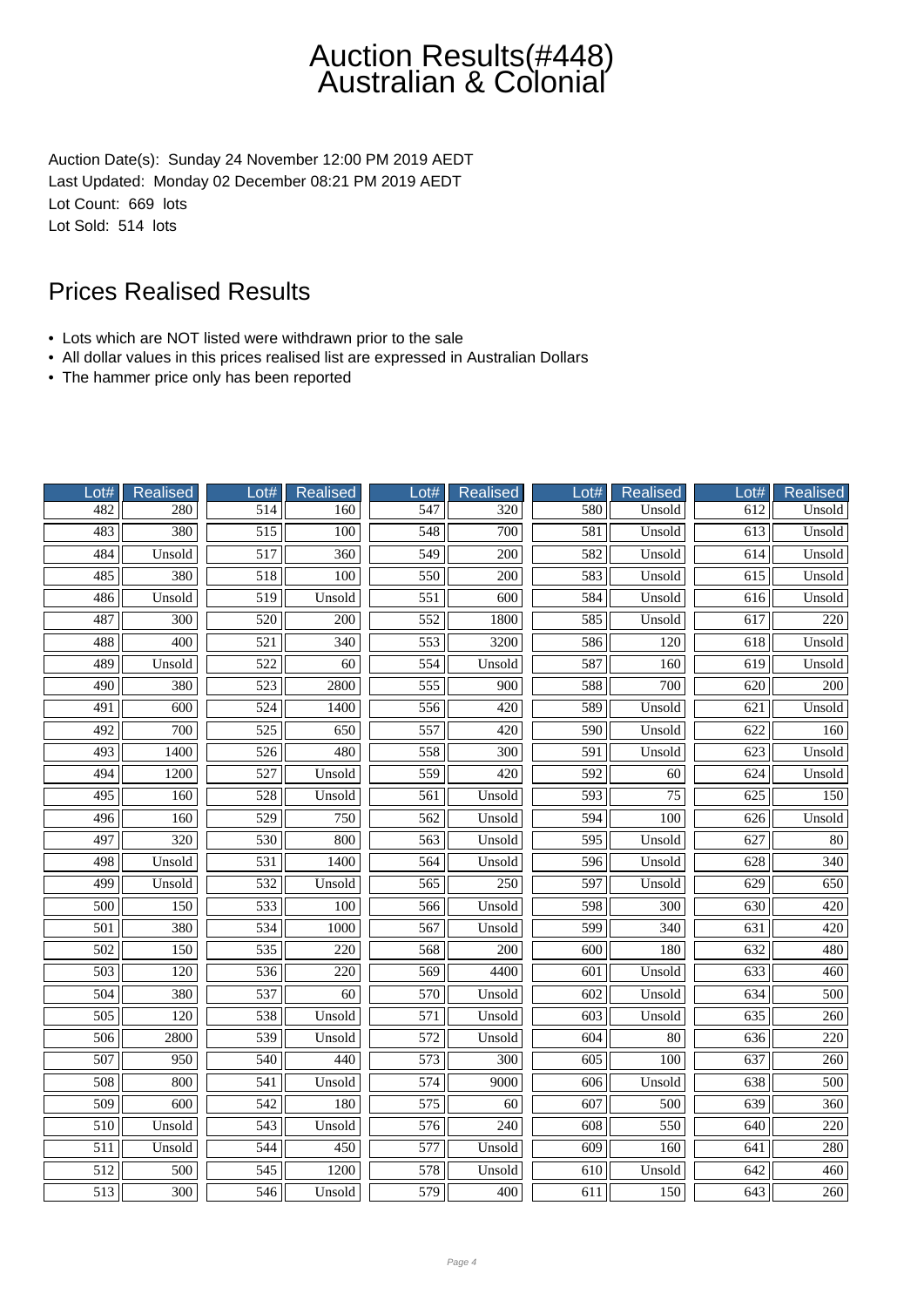# Auction Results(#448)
# Australian & Colonial

Auction Date(s): Sunday 24 November 12:00 PM 2019 AEDT
Last Updated: Monday 02 December 08:21 PM 2019 AEDT
Lot Count: 669 lots
Lot Sold: 514 lots

## Prices Realised Results

- Lots which are NOT listed were withdrawn prior to the sale
- All dollar values in this prices realised list are expressed in Australian Dollars
- The hammer price only has been reported

| Lot# | Realised | Lot# | Realised | Lot# | Realised | Lot# | Realised | Lot# | Realised |
|---|---|---|---|---|---|---|---|---|---|
| 482 | 280 | 514 | 160 | 547 | 320 | 580 | Unsold | 612 | Unsold |
| 483 | 380 | 515 | 100 | 548 | 700 | 581 | Unsold | 613 | Unsold |
| 484 | Unsold | 517 | 360 | 549 | 200 | 582 | Unsold | 614 | Unsold |
| 485 | 380 | 518 | 100 | 550 | 200 | 583 | Unsold | 615 | Unsold |
| 486 | Unsold | 519 | Unsold | 551 | 600 | 584 | Unsold | 616 | Unsold |
| 487 | 300 | 520 | 200 | 552 | 1800 | 585 | Unsold | 617 | 220 |
| 488 | 400 | 521 | 340 | 553 | 3200 | 586 | 120 | 618 | Unsold |
| 489 | Unsold | 522 | 60 | 554 | Unsold | 587 | 160 | 619 | Unsold |
| 490 | 380 | 523 | 2800 | 555 | 900 | 588 | 700 | 620 | 200 |
| 491 | 600 | 524 | 1400 | 556 | 420 | 589 | Unsold | 621 | Unsold |
| 492 | 700 | 525 | 650 | 557 | 420 | 590 | Unsold | 622 | 160 |
| 493 | 1400 | 526 | 480 | 558 | 300 | 591 | Unsold | 623 | Unsold |
| 494 | 1200 | 527 | Unsold | 559 | 420 | 592 | 60 | 624 | Unsold |
| 495 | 160 | 528 | Unsold | 561 | Unsold | 593 | 75 | 625 | 150 |
| 496 | 160 | 529 | 750 | 562 | Unsold | 594 | 100 | 626 | Unsold |
| 497 | 320 | 530 | 800 | 563 | Unsold | 595 | Unsold | 627 | 80 |
| 498 | Unsold | 531 | 1400 | 564 | Unsold | 596 | Unsold | 628 | 340 |
| 499 | Unsold | 532 | Unsold | 565 | 250 | 597 | Unsold | 629 | 650 |
| 500 | 150 | 533 | 100 | 566 | Unsold | 598 | 300 | 630 | 420 |
| 501 | 380 | 534 | 1000 | 567 | Unsold | 599 | 340 | 631 | 420 |
| 502 | 150 | 535 | 220 | 568 | 200 | 600 | 180 | 632 | 480 |
| 503 | 120 | 536 | 220 | 569 | 4400 | 601 | Unsold | 633 | 460 |
| 504 | 380 | 537 | 60 | 570 | Unsold | 602 | Unsold | 634 | 500 |
| 505 | 120 | 538 | Unsold | 571 | Unsold | 603 | Unsold | 635 | 260 |
| 506 | 2800 | 539 | Unsold | 572 | Unsold | 604 | 80 | 636 | 220 |
| 507 | 950 | 540 | 440 | 573 | 300 | 605 | 100 | 637 | 260 |
| 508 | 800 | 541 | Unsold | 574 | 9000 | 606 | Unsold | 638 | 500 |
| 509 | 600 | 542 | 180 | 575 | 60 | 607 | 500 | 639 | 360 |
| 510 | Unsold | 543 | Unsold | 576 | 240 | 608 | 550 | 640 | 220 |
| 511 | Unsold | 544 | 450 | 577 | Unsold | 609 | 160 | 641 | 280 |
| 512 | 500 | 545 | 1200 | 578 | Unsold | 610 | Unsold | 642 | 460 |
| 513 | 300 | 546 | Unsold | 579 | 400 | 611 | 150 | 643 | 260 |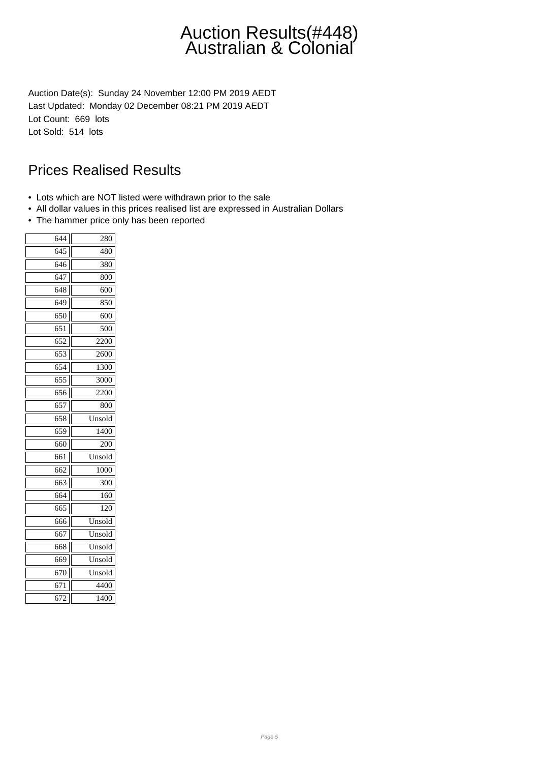# Auction Results(#448)
# Australian & Colonial

Auction Date(s): Sunday 24 November 12:00 PM 2019 AEDT
Last Updated: Monday 02 December 08:21 PM 2019 AEDT
Lot Count: 669 lots
Lot Sold: 514 lots

## Prices Realised Results

- Lots which are NOT listed were withdrawn prior to the sale
- All dollar values in this prices realised list are expressed in Australian Dollars
- The hammer price only has been reported

| | |
|---|---|
| 644 | 280 |
| 645 | 480 |
| 646 | 380 |
| 647 | 800 |
| 648 | 600 |
| 649 | 850 |
| 650 | 600 |
| 651 | 500 |
| 652 | 2200 |
| 653 | 2600 |
| 654 | 1300 |
| 655 | 3000 |
| 656 | 2200 |
| 657 | 800 |
| 658 | Unsold |
| 659 | 1400 |
| 660 | 200 |
| 661 | Unsold |
| 662 | 1000 |
| 663 | 300 |
| 664 | 160 |
| 665 | 120 |
| 666 | Unsold |
| 667 | Unsold |
| 668 | Unsold |
| 669 | Unsold |
| 670 | Unsold |
| 671 | 4400 |
| 672 | 1400 |